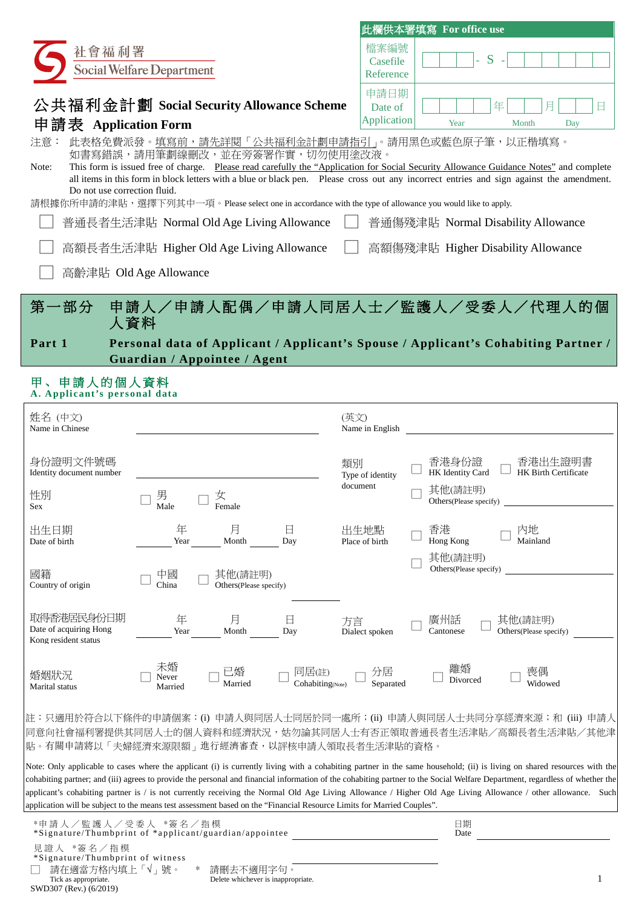社會福利署
Social Welfare Department

| 此欄供本署填寫 For office use | |
|---|---|
| 檔案編號 Casefile Reference | - S - |
| 申請日期 Date of Application | 年 Year 月 Month 日 Day |

# 公共福利金計劃 Social Security Allowance Scheme
# 申請表 Application Form

注意： 此表格免費派發。填寫前，請先詳閱「公共福利金計劃申請指引」。請用黑色或藍色原子筆，以正楷填寫。如書寫錯誤，請用筆劃線刪改，並在旁簽署作實，切勿使用塗改液。

Note: This form is issued free of charge. Please read carefully the "Application for Social Security Allowance Guidance Notes" and complete all items in this form in block letters with a blue or black pen. Please cross out any incorrect entries and sign against the amendment. Do not use correction fluid.

請根據你所申請的津貼，選擇下列其中一項。Please select one in accordance with the type of allowance you would like to apply.

☐ 普通長者生活津貼 Normal Old Age Living Allowance
☐ 普通傷殘津貼 Normal Disability Allowance
☐ 高額長者生活津貼 Higher Old Age Living Allowance
☐ 高額傷殘津貼 Higher Disability Allowance
☐ 高齡津貼 Old Age Allowance

## 第一部分 申請人／申請人配偶／申請人同居人士／監護人／受委人／代理人的個人資料
## Part 1 Personal data of Applicant / Applicant's Spouse / Applicant's Cohabiting Partner / Guardian / Appointee / Agent

### 甲、申請人的個人資料
### A. Applicant's personal data

| | | | |
|---|---|---|---|
| 姓名 (中文) Name in Chinese | ________ | (英文) Name in English | ________ |
| 身份證明文件號碼 Identity document number | ________ | 類別 Type of identity document | ☐ 香港身份證 HK Identity Card ☐ 香港出生證明書 HK Birth Certificate ☐ 其他(請註明) Others(Please specify) ________ |
| 性別 Sex | ☐ 男 Male ☐ 女 Female | | |
| 出生日期 Date of birth | ____ 年 Year ____ 月 Month ____ 日 Day | 出生地點 Place of birth | ☐ 香港 Hong Kong ☐ 內地 Mainland ☐ 其他(請註明) Others(Please specify) ________ |
| 國籍 Country of origin | ☐ 中國 China ☐ 其他(請註明) Others(Please specify) ________ | | |
| 取得香港居民身份日期 Date of acquiring Hong Kong resident status | ____ 年 Year ____ 月 Month ____ 日 Day | 方言 Dialect spoken | ☐ 廣州話 Cantonese ☐ 其他(請註明) Others(Please specify) ________ |
| 婚姻狀況 Marital status | ☐ 未婚 Never Married ☐ 已婚 Married ☐ 同居(註) Cohabiting(Note) ☐ 分居 Separated ☐ 離婚 Divorced ☐ 喪偶 Widowed | | |

註：只適用於符合以下條件的申請個案：(i) 申請人與同居人士同居於同一處所；(ii) 申請人與同居人士共同分享經濟來源；和 (iii) 申請人同意向社會福利署提供其同居人士的個人資料和經濟狀況，姑勿論其同居人士有否正領取普通長者生活津貼／高額長者生活津貼／其他津貼。有關申請將以「夫婦經濟來源限額」進行經濟審查，以評核申請人領取長者生活津貼的資格。

Note: Only applicable to cases where the applicant (i) is currently living with a cohabiting partner in the same household; (ii) is living on shared resources with the cohabiting partner; and (iii) agrees to provide the personal and financial information of the cohabiting partner to the Social Welfare Department, regardless of whether the applicant's cohabiting partner is / is not currently receiving the Normal Old Age Living Allowance / Higher Old Age Living Allowance / other allowance. Such application will be subject to the means test assessment based on the "Financial Resource Limits for Married Couples".

*申請人／監護人／受委人 *簽名／指模
*Signature/Thumbprint of *applicant/guardian/appointee ________ 日期 Date ________

見證人 *簽名／指模
*Signature/Thumbprint of witness ________

☐ 請在適當方格內填上「√」號。 Tick as appropriate.
* 請刪去不適用字句。 Delete whichever is inappropriate.

SWD307 (Rev.) (6/2019)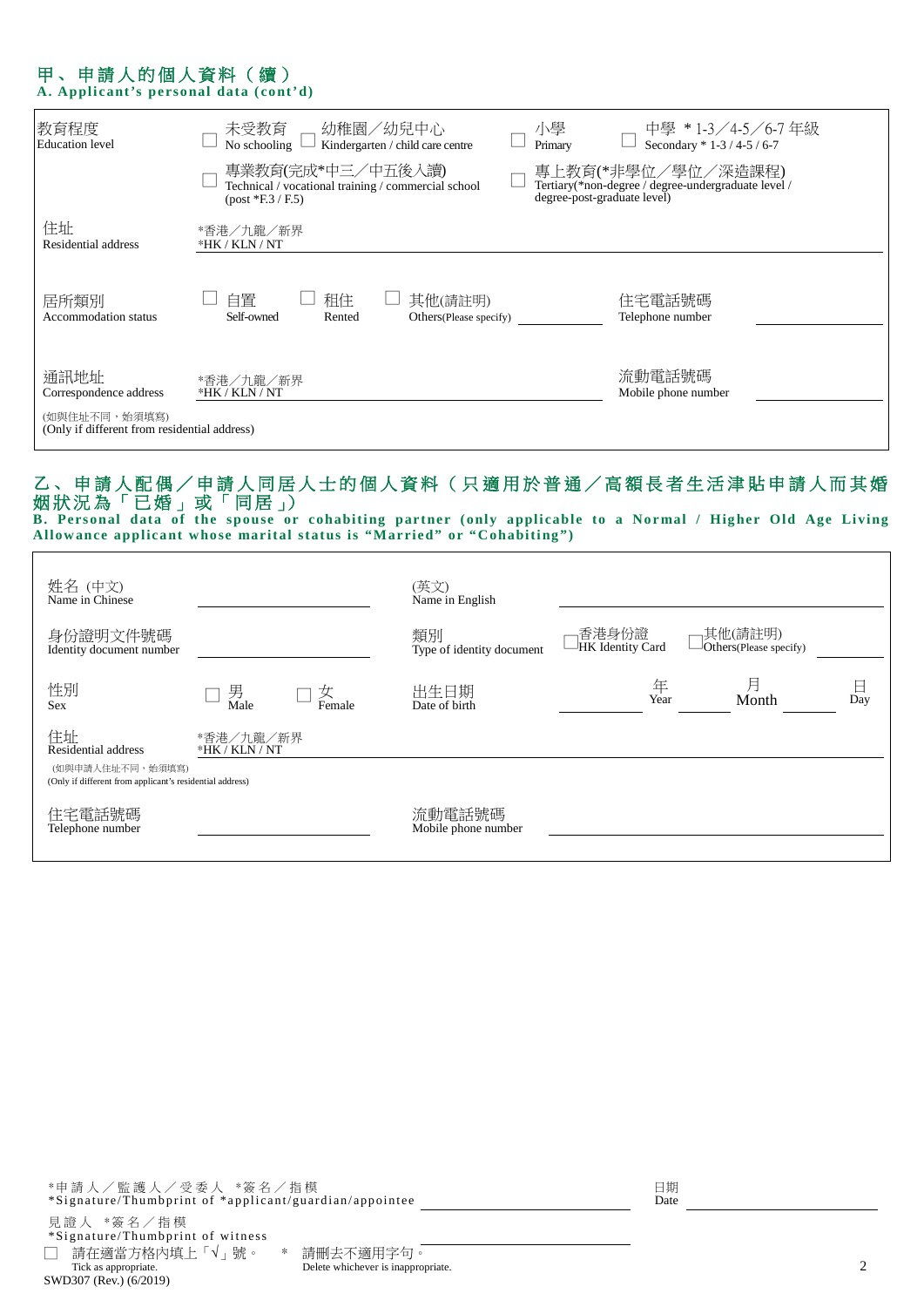## 甲、申請人的個人資料（續）
**A. Applicant's personal data (cont'd)**

教育程度
Education level

☐ 未受教育 No schooling
☐ 幼稚園／幼兒中心 Kindergarten / child care centre
☐ 小學 Primary
☐ 中學 *1-3／4-5／6-7 年級 Secondary * 1-3 / 4-5 / 6-7
☐ 專業教育(完成*中三／中五後入讀) Technical / vocational training / commercial school (post *F.3 / F.5)
☐ 專上教育(*非學位／學位／深造課程) Tertiary(*non-degree / degree-undergraduate level / degree-post-graduate level)

住址
Residential address
*香港／九龍／新界
*HK / KLN / NT ______________________________

居所類別
Accommodation status
☐ 自置 Self-owned　☐ 租住 Rented　☐ 其他(請註明) Others(Please specify) ____________

住宅電話號碼
Telephone number ____________

通訊地址
Correspondence address
(如與住址不同，始須填寫)
(Only if different from residential address)
*香港／九龍／新界
*HK / KLN / NT ______________________________

流動電話號碼
Mobile phone number ____________

## 乙、申請人配偶／申請人同居人士的個人資料（只適用於普通／高額長者生活津貼申請人而其婚姻狀況為「已婚」或「同居」）
**B. Personal data of the spouse or cohabiting partner (only applicable to a Normal / Higher Old Age Living Allowance applicant whose marital status is "Married" or "Cohabiting")**

姓名 (中文)
Name in Chinese ____________

(英文)
Name in English ____________

身份證明文件號碼
Identity document number ____________

類別
Type of identity document
☐ 香港身份證 HK Identity Card　☐ 其他(請註明) Others(Please specify) ____________

性別
Sex
☐ 男 Male　☐ 女 Female

出生日期
Date of birth ______ 年 Year ______ 月 Month ______ 日 Day

住址
Residential address
(如與申請人住址不同，始須填寫)
(Only if different from applicant's residential address)
*香港／九龍／新界
*HK / KLN / NT ______________________________

住宅電話號碼
Telephone number ____________

流動電話號碼
Mobile phone number ____________

*申請人／監護人／受委人 *簽名／指模
*Signature/Thumbprint of *applicant/guardian/appointee ____________

日期
Date ____________

見證人 *簽名／指模
*Signature/Thumbprint of witness ____________

☐ 請在適當方格內填上「√」號。
Tick as appropriate.

* 請刪去不適用字句。
Delete whichever is inappropriate.

SWD307 (Rev.) (6/2019)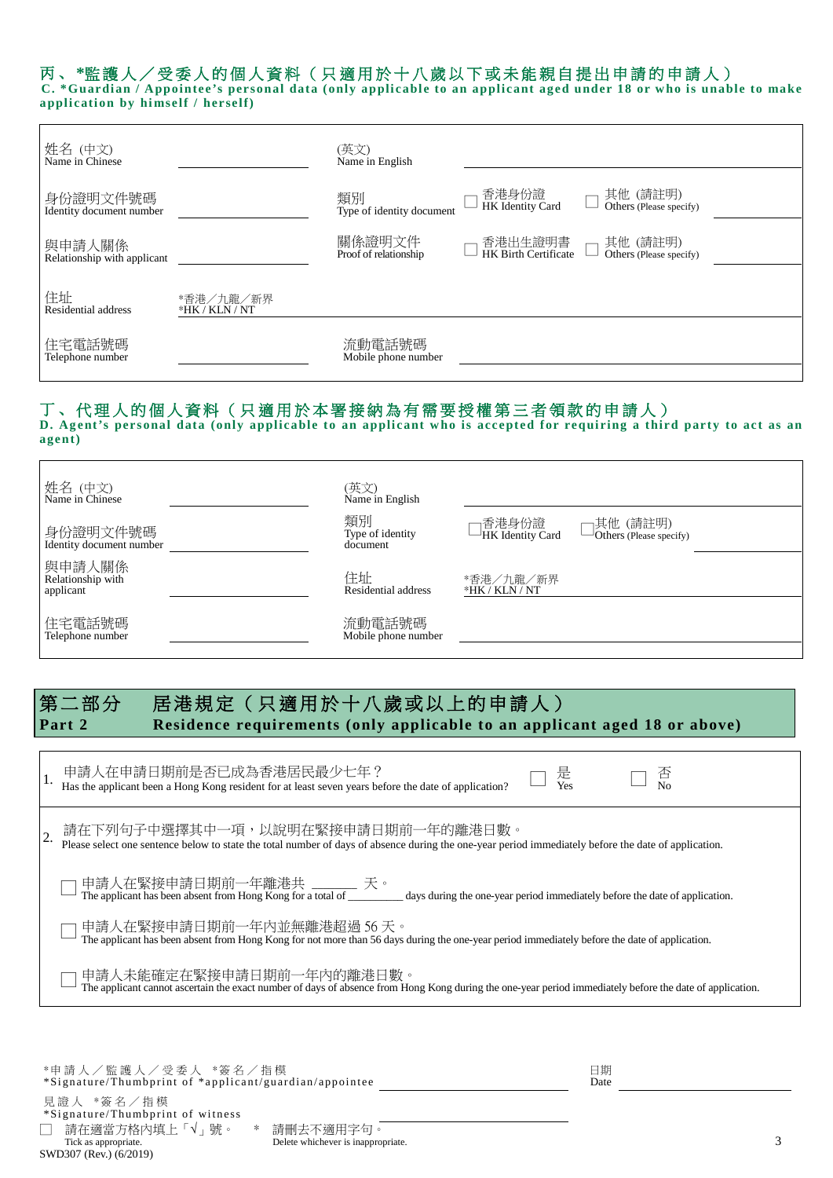## 丙、*監護人／受委人的個人資料（只適用於十八歲以下或未能親自提出申請的申請人）
**C. *Guardian / Appointee's personal data (only applicable to an applicant aged under 18 or who is unable to make application by himself / herself)**

| | | | |
|---|---|---|---|
| 姓名 (中文) Name in Chinese | | (英文) Name in English | |
| 身份證明文件號碼 Identity document number | | 類別 Type of identity document | ☐ 香港身份證 HK Identity Card ☐ 其他 (請註明) Others (Please specify) |
| 與申請人關係 Relationship with applicant | | 關係證明文件 Proof of relationship | ☐ 香港出生證明書 HK Birth Certificate ☐ 其他 (請註明) Others (Please specify) |
| 住址 Residential address | *香港／九龍／新界 *HK / KLN / NT | | |
| 住宅電話號碼 Telephone number | | 流動電話號碼 Mobile phone number | |

## 丁、代理人的個人資料（只適用於本署接納為有需要授權第三者領款的申請人）
**D. Agent's personal data (only applicable to an applicant who is accepted for requiring a third party to act as an agent)**

| | | | |
|---|---|---|---|
| 姓名 (中文) Name in Chinese | | (英文) Name in English | |
| 身份證明文件號碼 Identity document number | | 類別 Type of identity document | ☐ 香港身份證 HK Identity Card ☐ 其他 (請註明) Others (Please specify) |
| 與申請人關係 Relationship with applicant | | 住址 Residential address | *香港／九龍／新界 *HK / KLN / NT |
| 住宅電話號碼 Telephone number | | 流動電話號碼 Mobile phone number | |

## 第二部分　居港規定（只適用於十八歲或以上的申請人）
## Part 2　Residence requirements (only applicable to an applicant aged 18 or above)

1. 申請人在申請日期前是否已成為香港居民最少七年？
Has the applicant been a Hong Kong resident for at least seven years before the date of application?　☐ 是 Yes　☐ 否 No

2. 請在下列句子中選擇其中一項，以說明在緊接申請日期前一年的離港日數。
Please select one sentence below to state the total number of days of absence during the one-year period immediately before the date of application.

☐ 申請人在緊接申請日期前一年離港共 ______ 天。
The applicant has been absent from Hong Kong for a total of ________ days during the one-year period immediately before the date of application.

☐ 申請人在緊接申請日期前一年內並無離港超過 56 天。
The applicant has been absent from Hong Kong for not more than 56 days during the one-year period immediately before the date of application.

☐ 申請人未能確定在緊接申請日期前一年內的離港日數。
The applicant cannot ascertain the exact number of days of absence from Hong Kong during the one-year period immediately before the date of application.

*申請人／監護人／受委人 *簽名／指模
*Signature/Thumbprint of *applicant/guardian/appointee ____________________　日期 Date ____________________

見證人 *簽名／指模
*Signature/Thumbprint of witness ____________________

☐ 請在適當方格內填上「√」號。 Tick as appropriate.　* 請刪去不適用字句。 Delete whichever is inappropriate.

SWD307 (Rev.) (6/2019)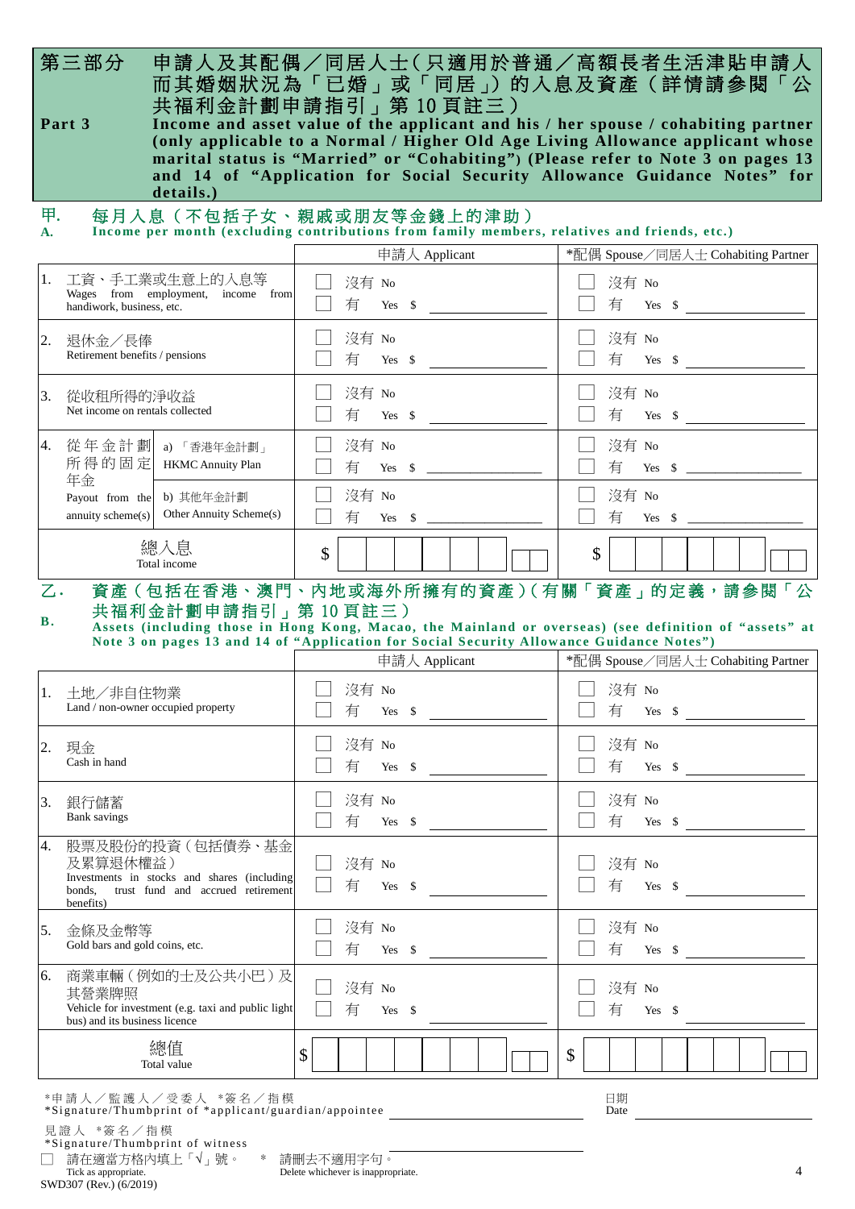## 第三部分 申請人及其配偶／同居人士(只適用於普通／高額長者生活津貼申請人而其婚姻狀況為「已婚」或「同居」)的入息及資產(詳情請參閱「公共福利金計劃申請指引」第 10 頁註三)

## Part 3 Income and asset value of the applicant and his / her spouse / cohabiting partner (only applicable to a Normal / Higher Old Age Living Allowance applicant whose marital status is "Married" or "Cohabiting") (Please refer to Note 3 on pages 13 and 14 of "Application for Social Security Allowance Guidance Notes" for details.)

### 甲. 每月入息(不包括子女、親戚或朋友等金錢上的津助)
### A. Income per month (excluding contributions from family members, relatives and friends, etc.)

| | | 申請人 Applicant | *配偶 Spouse／同居人士 Cohabiting Partner |
|---|---|---|---|
| 1. 工資、手工業或生意上的入息等 Wages from employment, income from handiwork, business, etc. | | ☐ 沒有 No<br>☐ 有 Yes $ ________ | ☐ 沒有 No<br>☐ 有 Yes $ ________ |
| 2. 退休金／長俸 Retirement benefits / pensions | | ☐ 沒有 No<br>☐ 有 Yes $ ________ | ☐ 沒有 No<br>☐ 有 Yes $ ________ |
| 3. 從收租所得的淨收益 Net income on rentals collected | | ☐ 沒有 No<br>☐ 有 Yes $ ________ | ☐ 沒有 No<br>☐ 有 Yes $ ________ |
| 4. 從年金計劃所得的固定年金 Payout from the annuity scheme(s) | a) 「香港年金計劃」 HKMC Annuity Plan | ☐ 沒有 No<br>☐ 有 Yes $ ________ | ☐ 沒有 No<br>☐ 有 Yes $ ________ |
| | b) 其他年金計劃 Other Annuity Scheme(s) | ☐ 沒有 No<br>☐ 有 Yes $ ________ | ☐ 沒有 No<br>☐ 有 Yes $ ________ |
| 總入息 Total income | | $ | $ |

### 乙. 資產(包括在香港、澳門、內地或海外所擁有的資產)(有關「資產」的定義,請參閱「公共福利金計劃申請指引」第 10 頁註三)
### B. Assets (including those in Hong Kong, Macao, the Mainland or overseas) (see definition of "assets" at Note 3 on pages 13 and 14 of "Application for Social Security Allowance Guidance Notes")

| | 申請人 Applicant | *配偶 Spouse／同居人士 Cohabiting Partner |
|---|---|---|
| 1. 土地／非自住物業 Land / non-owner occupied property | ☐ 沒有 No<br>☐ 有 Yes $ ________ | ☐ 沒有 No<br>☐ 有 Yes $ ________ |
| 2. 現金 Cash in hand | ☐ 沒有 No<br>☐ 有 Yes $ ________ | ☐ 沒有 No<br>☐ 有 Yes $ ________ |
| 3. 銀行儲蓄 Bank savings | ☐ 沒有 No<br>☐ 有 Yes $ ________ | ☐ 沒有 No<br>☐ 有 Yes $ ________ |
| 4. 股票及股份的投資(包括債券、基金及累算退休權益) Investments in stocks and shares (including bonds, trust fund and accrued retirement benefits) | ☐ 沒有 No<br>☐ 有 Yes $ ________ | ☐ 沒有 No<br>☐ 有 Yes $ ________ |
| 5. 金條及金幣等 Gold bars and gold coins, etc. | ☐ 沒有 No<br>☐ 有 Yes $ ________ | ☐ 沒有 No<br>☐ 有 Yes $ ________ |
| 6. 商業車輛(例如的士及公共小巴)及其營業牌照 Vehicle for investment (e.g. taxi and public light bus) and its business licence | ☐ 沒有 No<br>☐ 有 Yes $ ________ | ☐ 沒有 No<br>☐ 有 Yes $ ________ |
| 總值 Total value | $ | $ |

*申請人／監護人／受委人 *簽名／指模
*Signature/Thumbprint of *applicant/guardian/appointee ________________

日期
Date ________________

見證人 *簽名／指模
*Signature/Thumbprint of witness ________________

☐ 請在適當方格內填上「√」號。 Tick as appropriate.
* 請刪去不適用字句。 Delete whichever is inappropriate.

SWD307 (Rev.) (6/2019)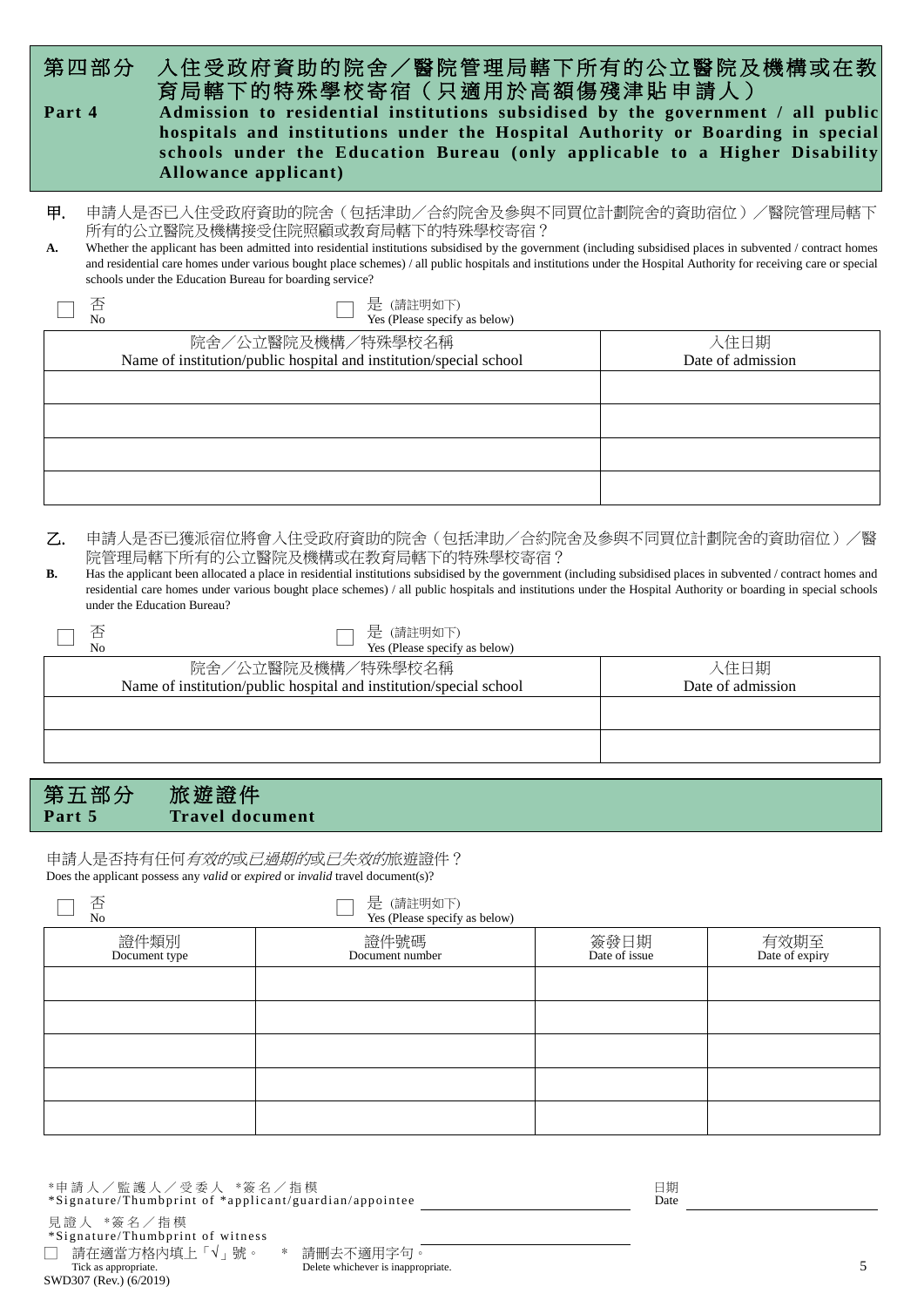## 第四部分 入住受政府資助的院舍／醫院管理局轄下所有的公立醫院及機構或在教育局轄下的特殊學校寄宿（只適用於高額傷殘津貼申請人）

## Part 4 Admission to residential institutions subsidised by the government / all public hospitals and institutions under the Hospital Authority or Boarding in special schools under the Education Bureau (only applicable to a Higher Disability Allowance applicant)

甲. 申請人是否已入住受政府資助的院舍（包括津助／合約院舍及參與不同買位計劃院舍的資助宿位）／醫院管理局轄下所有的公立醫院及機構接受住院照顧或教育局轄下的特殊學校寄宿？

**A.** Whether the applicant has been admitted into residential institutions subsidised by the government (including subsidised places in subvented / contract homes and residential care homes under various bought place schemes) / all public hospitals and institutions under the Hospital Authority for receiving care or special schools under the Education Bureau for boarding service?

☐ 否 No ☐ 是 (請註明如下) Yes (Please specify as below)

| 院舍／公立醫院及機構／特殊學校名稱<br>Name of institution/public hospital and institution/special school | 入住日期<br>Date of admission |
|---|---|
| | |
| | |
| | |
| | |

乙. 申請人是否已獲派宿位將會入住受政府資助的院舍（包括津助／合約院舍及參與不同買位計劃院舍的資助宿位）／醫院管理局轄下所有的公立醫院及機構或在教育局轄下的特殊學校寄宿？

**B.** Has the applicant been allocated a place in residential institutions subsidised by the government (including subsidised places in subvented / contract homes and residential care homes under various bought place schemes) / all public hospitals and institutions under the Hospital Authority or boarding in special schools under the Education Bureau?

☐ 否 No ☐ 是 (請註明如下) Yes (Please specify as below)

| 院舍／公立醫院及機構／特殊學校名稱<br>Name of institution/public hospital and institution/special school | 入住日期<br>Date of admission |
|---|---|
| | |
| | |

## 第五部分 旅遊證件

## Part 5 Travel document

申請人是否持有任何*有效的*或*已過期的*或*已失效的*旅遊證件？
Does the applicant possess any *valid* or *expired* or *invalid* travel document(s)?

☐ 否 No ☐ 是 (請註明如下) Yes (Please specify as below)

| 證件類別<br>Document type | 證件號碼<br>Document number | 簽發日期<br>Date of issue | 有效期至<br>Date of expiry |
|---|---|---|---|
| | | | |
| | | | |
| | | | |
| | | | |
| | | | |

*申請人／監護人／受委人 *簽名／指模
*Signature/Thumbprint of *applicant/guardian/appointee ____________________ 日期 Date ____________________

見證人 *簽名／指模
*Signature/Thumbprint of witness ____________________

☐ 請在適當方格內填上「√」號。 Tick as appropriate.
\* 請刪去不適用字句。 Delete whichever is inappropriate.

SWD307 (Rev.) (6/2019)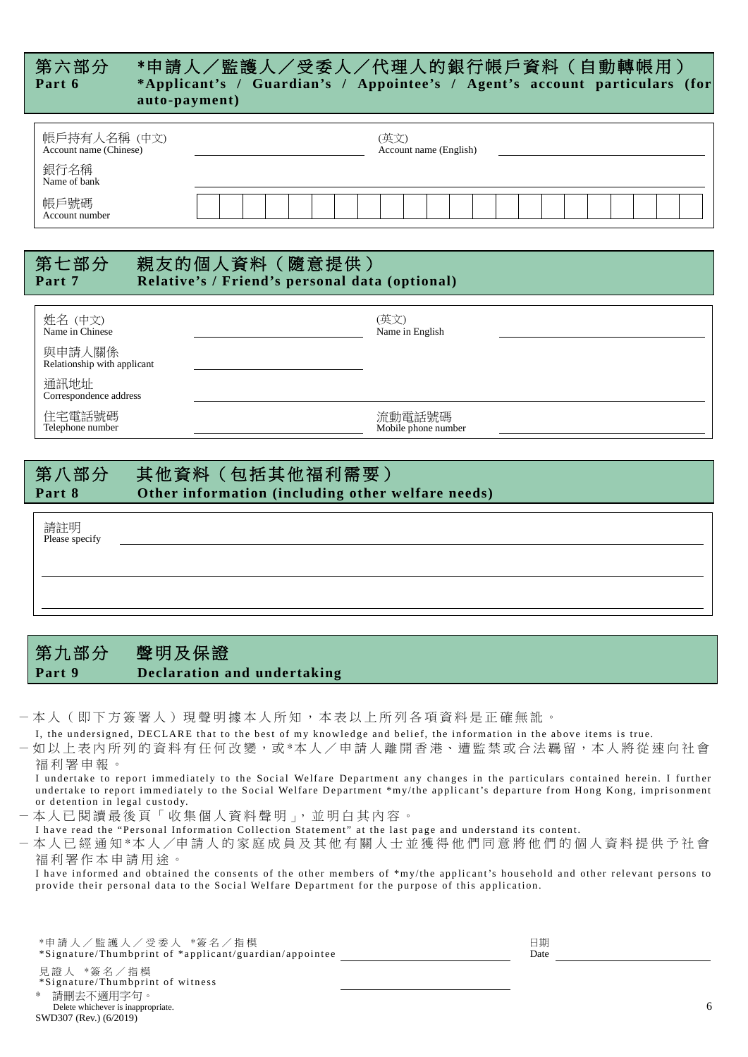## 第六部分 \*申請人／監護人／受委人／代理人的銀行帳戶資料（自動轉帳用）
## Part 6 \*Applicant's / Guardian's / Appointee's / Agent's account particulars (for auto-payment)

帳戶持有人名稱 (中文)
Account name (Chinese) ______________________

(英文)
Account name (English) ______________________

銀行名稱
Name of bank ______________________

帳戶號碼
Account number | | | | | | | | | | | | | | | | | | | | | | |

## 第七部分 親友的個人資料（隨意提供）
## Part 7 Relative's / Friend's personal data (optional)

姓名 (中文)
Name in Chinese ______________________

(英文)
Name in English ______________________

與申請人關係
Relationship with applicant ______________________

通訊地址
Correspondence address ______________________

住宅電話號碼
Telephone number ______________________

流動電話號碼
Mobile phone number ______________________

## 第八部分 其他資料（包括其他福利需要）
## Part 8 Other information (including other welfare needs)

請註明
Please specify ______________________

______________________

______________________

## 第九部分 聲明及保證
## Part 9 Declaration and undertaking

－本人（即下方簽署人）現聲明據本人所知，本表以上所列各項資料是正確無訛。
I, the undersigned, DECLARE that to the best of my knowledge and belief, the information in the above items is true.

－如以上表內所列的資料有任何改變，或\*本人／申請人離開香港、遭監禁或合法羈留，本人將從速向社會福利署申報。
I undertake to report immediately to the Social Welfare Department any changes in the particulars contained herein. I further undertake to report immediately to the Social Welfare Department \*my/the applicant's departure from Hong Kong, imprisonment or detention in legal custody.

－本人已閱讀最後頁「收集個人資料聲明」，並明白其內容。
I have read the "Personal Information Collection Statement" at the last page and understand its content.

－本人已經通知\*本人／申請人的家庭成員及其他有關人士並獲得他們同意將他們的個人資料提供予社會福利署作本申請用途。
I have informed and obtained the consents of the other members of \*my/the applicant's household and other relevant persons to provide their personal data to the Social Welfare Department for the purpose of this application.

\*申請人／監護人／受委人 \*簽名／指模
\*Signature/Thumbprint of \*applicant/guardian/appointee ______________________

日期
Date ______________________

見證人 \*簽名／指模
\*Signature/Thumbprint of witness ______________________

\* 請刪去不適用字句。
Delete whichever is inappropriate.

SWD307 (Rev.) (6/2019)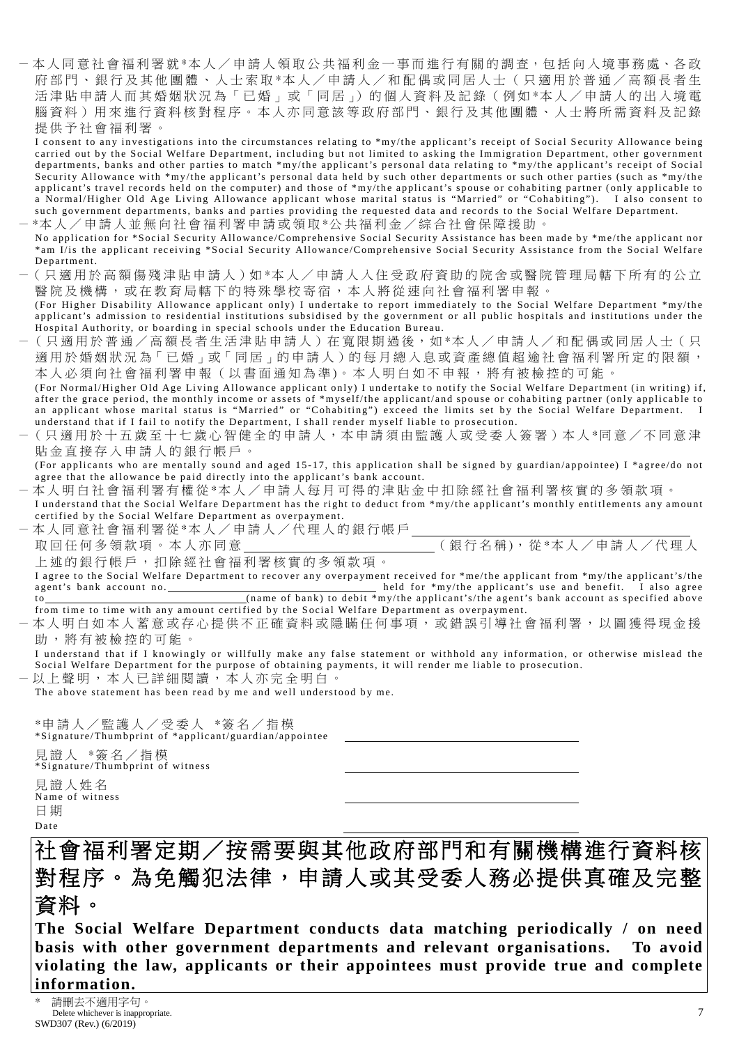－本人同意社會福利署就*本人／申請人領取公共福利金一事而進行有關的調查，包括向入境事務處、各政府部門、銀行及其他團體、人士索取*本人／申請人／和配偶或同居人士（只適用於普通／高額長者生活津貼申請人而其婚姻狀況為「已婚」或「同居」）的個人資料及記錄（例如*本人／申請人的出入境電腦資料）用來進行資料核對程序。本人亦同意該等政府部門、銀行及其他團體、人士將所需資料及記錄提供予社會福利署。

I consent to any investigations into the circumstances relating to *my/the applicant's receipt of Social Security Allowance being carried out by the Social Welfare Department, including but not limited to asking the Immigration Department, other government departments, banks and other parties to match *my/the applicant's personal data relating to *my/the applicant's receipt of Social Security Allowance with *my/the applicant's personal data held by such other departments or such other parties (such as *my/the applicant's travel records held on the computer) and those of *my/the applicant's spouse or cohabiting partner (only applicable to a Normal/Higher Old Age Living Allowance applicant whose marital status is "Married" or "Cohabiting"). I also consent to such government departments, banks and parties providing the requested data and records to the Social Welfare Department.

－*本人／申請人並無向社會福利署申請或領取*公共福利金／綜合社會保障援助。

No application for *Social Security Allowance/Comprehensive Social Security Assistance has been made by *me/the applicant nor *am I/is the applicant receiving *Social Security Allowance/Comprehensive Social Security Assistance from the Social Welfare Department.

－（只適用於高額傷殘津貼申請人）如*本人／申請人入住受政府資助的院舍或醫院管理局轄下所有的公立醫院及機構，或在教育局轄下的特殊學校寄宿，本人將從速向社會福利署申報。

(For Higher Disability Allowance applicant only) I undertake to report immediately to the Social Welfare Department *my/the applicant's admission to residential institutions subsidised by the government or all public hospitals and institutions under the Hospital Authority, or boarding in special schools under the Education Bureau.

－（只適用於普通／高額長者生活津貼申請人）在寬限期過後，如*本人／申請人／和配偶或同居人士（只適用於婚姻狀況為「已婚」或「同居」的申請人）的每月總入息或資產總值超逾社會福利署所定的限額，本人必須向社會福利署申報（以書面通知為準）。本人明白如不申報，將有被檢控的可能。

(For Normal/Higher Old Age Living Allowance applicant only) I undertake to notify the Social Welfare Department (in writing) if, after the grace period, the monthly income or assets of *myself/the applicant/and spouse or cohabiting partner (only applicable to an applicant whose marital status is "Married" or "Cohabiting") exceed the limits set by the Social Welfare Department. I understand that if I fail to notify the Department, I shall render myself liable to prosecution.

－（只適用於十五歲至十七歲心智健全的申請人，本申請須由監護人或受委人簽署）本人*同意／不同意津貼金直接存入申請人的銀行帳戶。

(For applicants who are mentally sound and aged 15-17, this application shall be signed by guardian/appointee) I *agree/do not agree that the allowance be paid directly into the applicant's bank account.

－本人明白社會福利署有權從*本人／申請人每月可得的津貼金中扣除經社會福利署核實的多領款項。

I understand that the Social Welfare Department has the right to deduct from *my/the applicant's monthly entitlements any amount certified by the Social Welfare Department as overpayment.

－本人同意社會福利署從*本人／申請人／代理人的銀行帳戶＿＿＿＿＿＿＿＿＿＿＿＿＿＿＿＿＿取回任何多領款項。本人亦同意＿＿＿＿＿＿＿＿＿＿＿＿＿（銀行名稱)，從*本人／申請人／代理人上述的銀行帳戶，扣除經社會福利署核實的多領款項。

I agree to the Social Welfare Department to recover any overpayment received for *me/the applicant from *my/the applicant's/the agent's bank account no.＿＿＿＿＿＿＿＿＿＿＿＿＿＿ held for *my/the applicant's use and benefit. I also agree to＿＿＿＿＿＿＿＿＿＿＿＿＿＿(name of bank) to debit *my/the applicant's/the agent's bank account as specified above from time to time with any amount certified by the Social Welfare Department as overpayment.

－本人明白如本人蓄意或存心提供不正確資料或隱瞞任何事項，或錯誤引導社會福利署，以圖獲得現金援助，將有被檢控的可能。

I understand that if I knowingly or willfully make any false statement or withhold any information, or otherwise mislead the Social Welfare Department for the purpose of obtaining payments, it will render me liable to prosecution.

－以上聲明，本人已詳細閱讀，本人亦完全明白。

The above statement has been read by me and well understood by me.

*申請人／監護人／受委人 *簽名／指模
*Signature/Thumbprint of *applicant/guardian/appointee ＿＿＿＿＿＿＿＿＿＿＿＿＿＿＿

見證人 *簽名／指模
*Signature/Thumbprint of witness ＿＿＿＿＿＿＿＿＿＿＿＿＿＿＿

見證人姓名
Name of witness ＿＿＿＿＿＿＿＿＿＿＿＿＿＿＿

日期
Date ＿＿＿＿＿＿＿＿＿＿＿＿＿＿＿

**社會福利署定期／按需要與其他政府部門和有關機構進行資料核對程序。為免觸犯法律，申請人或其受委人務必提供真確及完整資料。**

**The Social Welfare Department conducts data matching periodically / on need basis with other government departments and relevant organisations. To avoid violating the law, applicants or their appointees must provide true and complete information.**

\* 請刪去不適用字句。
Delete whichever is inappropriate.

SWD307 (Rev.) (6/2019)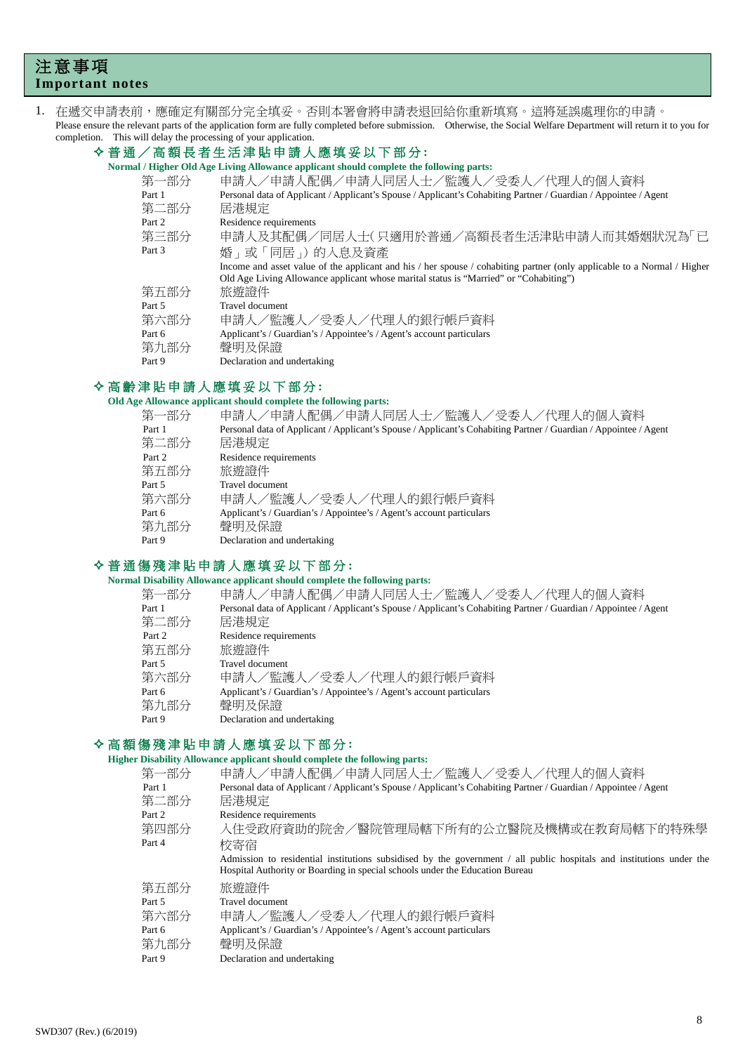## 注意事項
## Important notes

1. 在遞交申請表前，應確定有關部分完全填妥。否則本署會將申請表退回給你重新填寫。這將延誤處理你的申請。
   Please ensure the relevant parts of the application form are fully completed before submission. Otherwise, the Social Welfare Department will return it to you for completion. This will delay the processing of your application.

### ✧ 普通／高額長者生活津貼申請人應填妥以下部分:
**Normal / Higher Old Age Living Allowance applicant should complete the following parts:**

| | |
|---|---|
| 第一部分<br>Part 1 | 申請人／申請人配偶／申請人同居人士／監護人／受委人／代理人的個人資料<br>Personal data of Applicant / Applicant's Spouse / Applicant's Cohabiting Partner / Guardian / Appointee / Agent |
| 第二部分<br>Part 2 | 居港規定<br>Residence requirements |
| 第三部分<br>Part 3 | 申請人及其配偶／同居人士(只適用於普通／高額長者生活津貼申請人而其婚姻狀況為「已婚」或「同居」)的入息及資產<br>Income and asset value of the applicant and his / her spouse / cohabiting partner (only applicable to a Normal / Higher Old Age Living Allowance applicant whose marital status is "Married" or "Cohabiting") |
| 第五部分<br>Part 5 | 旅遊證件<br>Travel document |
| 第六部分<br>Part 6 | 申請人／監護人／受委人／代理人的銀行帳戶資料<br>Applicant's / Guardian's / Appointee's / Agent's account particulars |
| 第九部分<br>Part 9 | 聲明及保證<br>Declaration and undertaking |

### ✧ 高齡津貼申請人應填妥以下部分:
**Old Age Allowance applicant should complete the following parts:**

| | |
|---|---|
| 第一部分<br>Part 1 | 申請人／申請人配偶／申請人同居人士／監護人／受委人／代理人的個人資料<br>Personal data of Applicant / Applicant's Spouse / Applicant's Cohabiting Partner / Guardian / Appointee / Agent |
| 第二部分<br>Part 2 | 居港規定<br>Residence requirements |
| 第五部分<br>Part 5 | 旅遊證件<br>Travel document |
| 第六部分<br>Part 6 | 申請人／監護人／受委人／代理人的銀行帳戶資料<br>Applicant's / Guardian's / Appointee's / Agent's account particulars |
| 第九部分<br>Part 9 | 聲明及保證<br>Declaration and undertaking |

### ✧ 普通傷殘津貼申請人應填妥以下部分:
**Normal Disability Allowance applicant should complete the following parts:**

| | |
|---|---|
| 第一部分<br>Part 1 | 申請人／申請人配偶／申請人同居人士／監護人／受委人／代理人的個人資料<br>Personal data of Applicant / Applicant's Spouse / Applicant's Cohabiting Partner / Guardian / Appointee / Agent |
| 第二部分<br>Part 2 | 居港規定<br>Residence requirements |
| 第五部分<br>Part 5 | 旅遊證件<br>Travel document |
| 第六部分<br>Part 6 | 申請人／監護人／受委人／代理人的銀行帳戶資料<br>Applicant's / Guardian's / Appointee's / Agent's account particulars |
| 第九部分<br>Part 9 | 聲明及保證<br>Declaration and undertaking |

### ✧ 高額傷殘津貼申請人應填妥以下部分:
**Higher Disability Allowance applicant should complete the following parts:**

| | |
|---|---|
| 第一部分<br>Part 1 | 申請人／申請人配偶／申請人同居人士／監護人／受委人／代理人的個人資料<br>Personal data of Applicant / Applicant's Spouse / Applicant's Cohabiting Partner / Guardian / Appointee / Agent |
| 第二部分<br>Part 2 | 居港規定<br>Residence requirements |
| 第四部分<br>Part 4 | 入住受政府資助的院舍／醫院管理局轄下所有的公立醫院及機構或在教育局轄下的特殊學校寄宿<br>Admission to residential institutions subsidised by the government / all public hospitals and institutions under the Hospital Authority or Boarding in special schools under the Education Bureau |
| 第五部分<br>Part 5 | 旅遊證件<br>Travel document |
| 第六部分<br>Part 6 | 申請人／監護人／受委人／代理人的銀行帳戶資料<br>Applicant's / Guardian's / Appointee's / Agent's account particulars |
| 第九部分<br>Part 9 | 聲明及保證<br>Declaration and undertaking |

SWD307 (Rev.) (6/2019)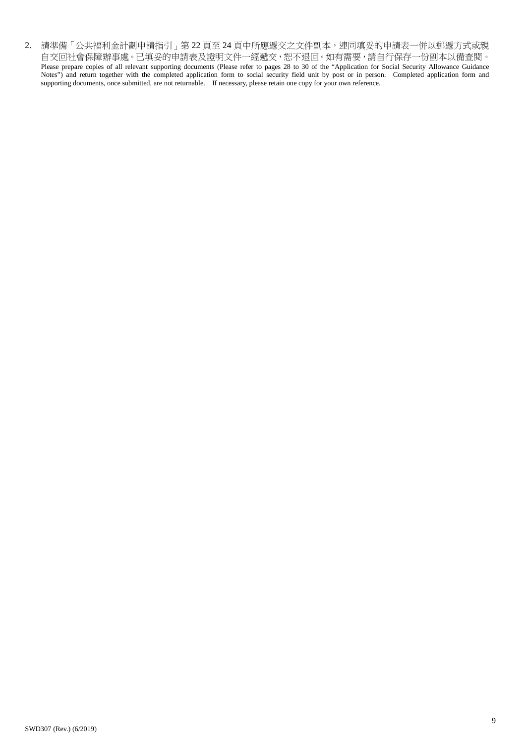2. 請準備「公共福利金計劃申請指引」第 22 頁至 24 頁中所應遞交之文件副本，連同填妥的申請表一併以郵遞方式或親自交回社會保障辦事處。已填妥的申請表及證明文件一經遞交，恕不退回。如有需要，請自行保存一份副本以備查閱。
   Please prepare copies of all relevant supporting documents (Please refer to pages 28 to 30 of the "Application for Social Security Allowance Guidance Notes") and return together with the completed application form to social security field unit by post or in person. Completed application form and supporting documents, once submitted, are not returnable. If necessary, please retain one copy for your own reference.

SWD307 (Rev.) (6/2019)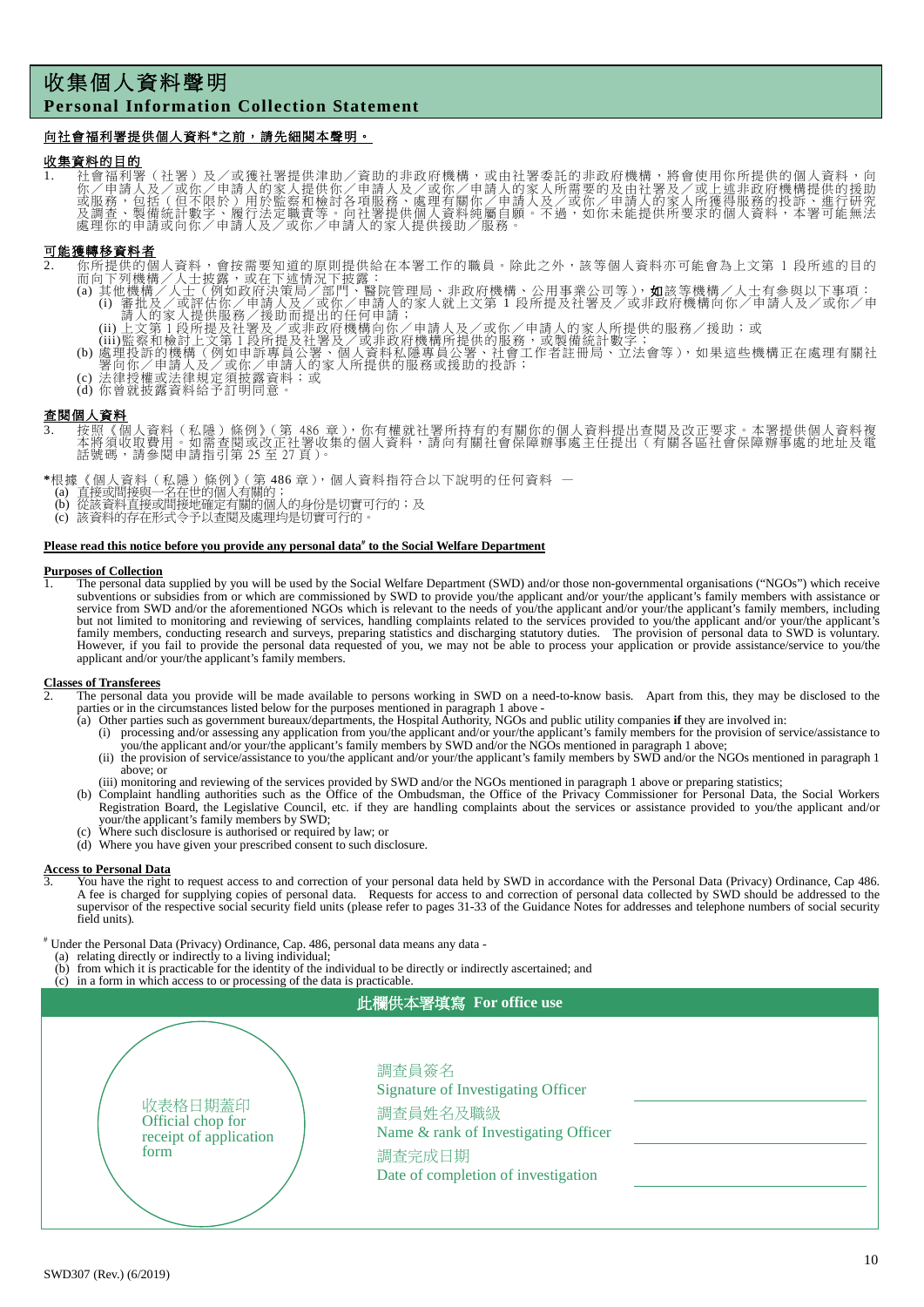# 收集個人資料聲明
## Personal Information Collection Statement

**向社會福利署提供個人資料*之前，請先細閱本聲明。**

**收集資料的目的**

1. 社會福利署（社署）及／或獲社署提供津助／資助的非政府機構，或由社署委託的非政府機構，將會使用你所提供的個人資料，向你／申請人及／或你／申請人的家人提供你／申請人及／或你／申請人的家人所需要的及由社署及／或上述非政府機構提供的援助或服務，包括（但不限於）用於監察和檢討各項服務、處理有關你／申請人及／或你／申請人的家人所獲得服務的投訴、進行研究及調查、製備統計數字、履行法定職責等。向社署提供個人資料純屬自願。不過，如你未能提供所要求的個人資料，本署可能無法處理你的申請或向你／申請人及／或你／申請人的家人提供援助／服務。

**可能獲轉移資料者**

2. 你所提供的個人資料，會按需要知道的原則提供給在本署工作的職員。除此之外，該等個人資料亦可能會為上文第 1 段所述的目的而向下列機構／人士披露，或在下述情況下披露：
   (a) 其他機構／人士（例如政府決策局／部門、醫院管理局、非政府機構、公用事業公司等），**如**該等機構／人士有參與以下事項：
      (i) 審批及／或評估你／申請人及／或你／申請人的家人就上文第 1 段所提及社署及／或非政府機構向你／申請人及／或你／申請人的家人提供服務／援助而提出的任何申請；
      (ii) 上文第 1 段所提及社署及／或非政府機構向你／申請人及／或你／申請人的家人所提供的服務／援助；或
      (iii) 監察和檢討上文第 1 段所提及社署及／或非政府機構所提供的服務，或製備統計數字；
   (b) 處理投訴的機構（例如申訴專員公署、個人資料私隱專員公署、社會工作者註冊局、立法會等），如果這些機構正在處理有關社署向你／申請人及／或你／申請人的家人所提供的服務或援助的投訴；
   (c) 法律授權或法律規定須披露資料；或
   (d) 你曾就披露資料給予訂明同意。

**查閱個人資料**

3. 按照《個人資料（私隱）條例》（第 486 章），你有權就社署所持有的有關你的個人資料提出查閱及改正要求。本署提供個人資料複本將須收取費用。如需查閱或改正社署收集的個人資料，請向有關社會保障辦事處主任提出（有關各區社會保障辦事處的地址及電話號碼，請參閱申請指引第 25 至 27 頁）。

*根據《個人資料（私隱）條例》（第 486 章），個人資料指符合以下說明的任何資料 —
(a) 直接或間接與一名在世的個人有關的；
(b) 從該資料直接或間接地確定有關的個人的身份是切實可行的；及
(c) 該資料的存在形式令予以查閱及處理均是切實可行的。

**Please read this notice before you provide any personal data# to the Social Welfare Department**

**Purposes of Collection**

1. The personal data supplied by you will be used by the Social Welfare Department (SWD) and/or those non-governmental organisations ("NGOs") which receive subventions or subsidies from or which are commissioned by SWD to provide you/the applicant and/or your/the applicant's family members with assistance or service from SWD and/or the aforementioned NGOs which is relevant to the needs of you/the applicant and/or your/the applicant's family members, including but not limited to monitoring and reviewing of services, handling complaints related to the services provided to you/the applicant and/or your/the applicant's family members, conducting research and surveys, preparing statistics and discharging statutory duties. The provision of personal data to SWD is voluntary. However, if you fail to provide the personal data requested of you, we may not be able to process your application or provide assistance/service to you/the applicant and/or your/the applicant's family members.

**Classes of Transferees**

2. The personal data you provide will be made available to persons working in SWD on a need-to-know basis. Apart from this, they may be disclosed to the parties or in the circumstances listed below for the purposes mentioned in paragraph 1 above -
   (a) Other parties such as government bureaux/departments, the Hospital Authority, NGOs and public utility companies **if** they are involved in:
      (i) processing and/or assessing any application from you/the applicant and/or your/the applicant's family members for the provision of service/assistance to you/the applicant and/or your/the applicant's family members by SWD and/or the NGOs mentioned in paragraph 1 above;
      (ii) the provision of service/assistance to you/the applicant and/or your/the applicant's family members by SWD and/or the NGOs mentioned in paragraph 1 above; or
      (iii) monitoring and reviewing of the services provided by SWD and/or the NGOs mentioned in paragraph 1 above or preparing statistics;
   (b) Complaint handling authorities such as the Office of the Ombudsman, the Office of the Privacy Commissioner for Personal Data, the Social Workers Registration Board, the Legislative Council, etc. if they are handling complaints about the services or assistance provided to you/the applicant and/or your/the applicant's family members by SWD;
   (c) Where such disclosure is authorised or required by law; or
   (d) Where you have given your prescribed consent to such disclosure.

**Access to Personal Data**

3. You have the right to request access to and correction of your personal data held by SWD in accordance with the Personal Data (Privacy) Ordinance, Cap 486. A fee is charged for supplying copies of personal data. Requests for access to and correction of personal data collected by SWD should be addressed to the supervisor of the respective social security field units (please refer to pages 31-33 of the Guidance Notes for addresses and telephone numbers of social security field units).

# Under the Personal Data (Privacy) Ordinance, Cap. 486, personal data means any data -
(a) relating directly or indirectly to a living individual;
(b) from which it is practicable for the identity of the individual to be directly or indirectly ascertained; and
(c) in a form in which access to or processing of the data is practicable.

**此欄供本署填寫 For office use**

收表格日期蓋印
Official chop for receipt of application form

調查員簽名
Signature of Investigating Officer ____________________

調查員姓名及職級
Name & rank of Investigating Officer ____________________

調查完成日期
Date of completion of investigation ____________________

SWD307 (Rev.) (6/2019)